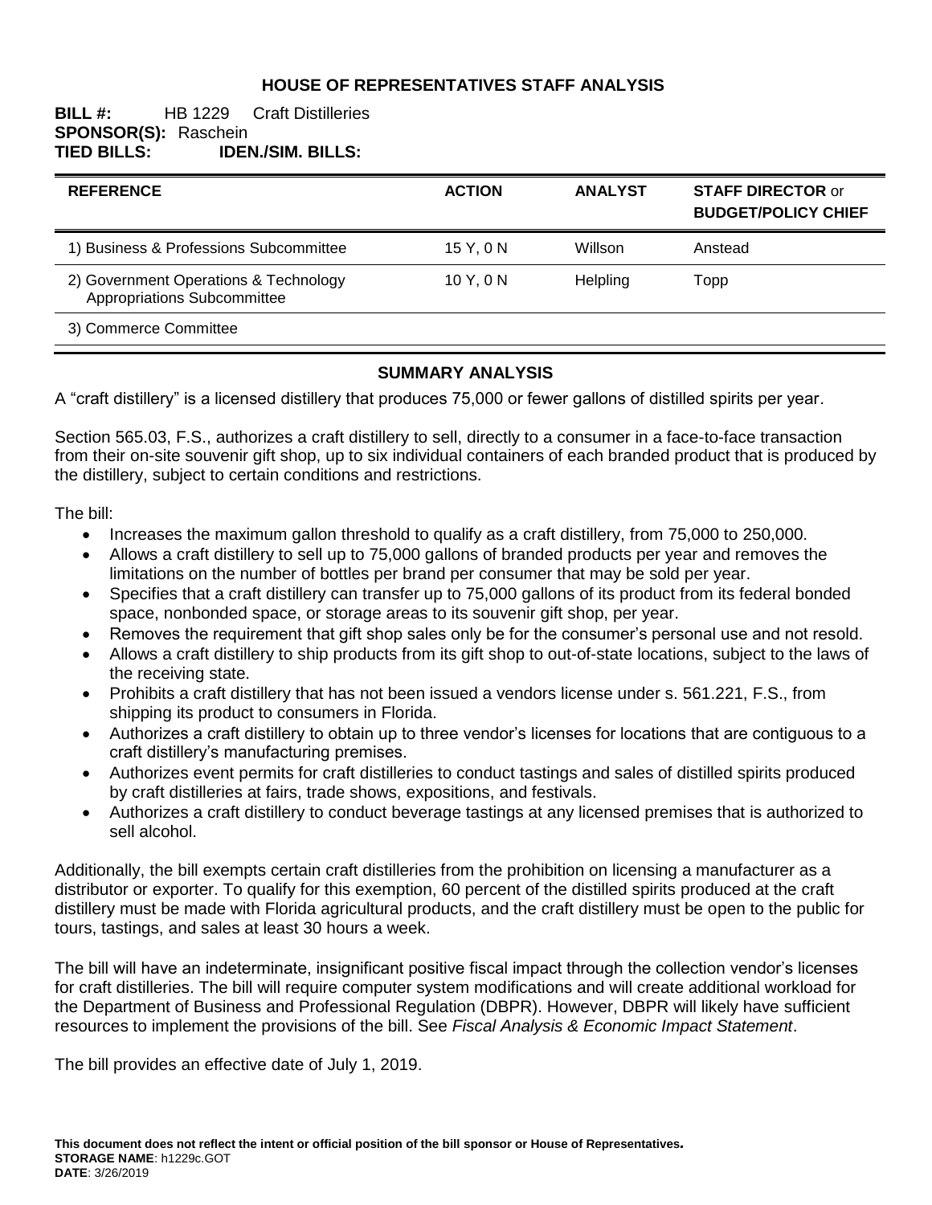# HOUSE OF REPRESENTATIVES STAFF ANALYSIS

**BILL #:** HB 1229 Craft Distilleries
**SPONSOR(S):** Raschein
**TIED BILLS:** **IDEN./SIM. BILLS:**

| REFERENCE | ACTION | ANALYST | STAFF DIRECTOR or BUDGET/POLICY CHIEF |
|---|---|---|---|
| 1) Business & Professions Subcommittee | 15 Y, 0 N | Willson | Anstead |
| 2) Government Operations & Technology Appropriations Subcommittee | 10 Y, 0 N | Helpling | Topp |
| 3) Commerce Committee | | | |

## SUMMARY ANALYSIS

A "craft distillery" is a licensed distillery that produces 75,000 or fewer gallons of distilled spirits per year.

Section 565.03, F.S., authorizes a craft distillery to sell, directly to a consumer in a face-to-face transaction from their on-site souvenir gift shop, up to six individual containers of each branded product that is produced by the distillery, subject to certain conditions and restrictions.

The bill:

- Increases the maximum gallon threshold to qualify as a craft distillery, from 75,000 to 250,000.
- Allows a craft distillery to sell up to 75,000 gallons of branded products per year and removes the limitations on the number of bottles per brand per consumer that may be sold per year.
- Specifies that a craft distillery can transfer up to 75,000 gallons of its product from its federal bonded space, nonbonded space, or storage areas to its souvenir gift shop, per year.
- Removes the requirement that gift shop sales only be for the consumer's personal use and not resold.
- Allows a craft distillery to ship products from its gift shop to out-of-state locations, subject to the laws of the receiving state.
- Prohibits a craft distillery that has not been issued a vendors license under s. 561.221, F.S., from shipping its product to consumers in Florida.
- Authorizes a craft distillery to obtain up to three vendor's licenses for locations that are contiguous to a craft distillery's manufacturing premises.
- Authorizes event permits for craft distilleries to conduct tastings and sales of distilled spirits produced by craft distilleries at fairs, trade shows, expositions, and festivals.
- Authorizes a craft distillery to conduct beverage tastings at any licensed premises that is authorized to sell alcohol.

Additionally, the bill exempts certain craft distilleries from the prohibition on licensing a manufacturer as a distributor or exporter. To qualify for this exemption, 60 percent of the distilled spirits produced at the craft distillery must be made with Florida agricultural products, and the craft distillery must be open to the public for tours, tastings, and sales at least 30 hours a week.

The bill will have an indeterminate, insignificant positive fiscal impact through the collection vendor's licenses for craft distilleries. The bill will require computer system modifications and will create additional workload for the Department of Business and Professional Regulation (DBPR). However, DBPR will likely have sufficient resources to implement the provisions of the bill. See *Fiscal Analysis & Economic Impact Statement*.

The bill provides an effective date of July 1, 2019.

**This document does not reflect the intent or official position of the bill sponsor or House of Representatives.**
**STORAGE NAME**: h1229c.GOT
**DATE**: 3/26/2019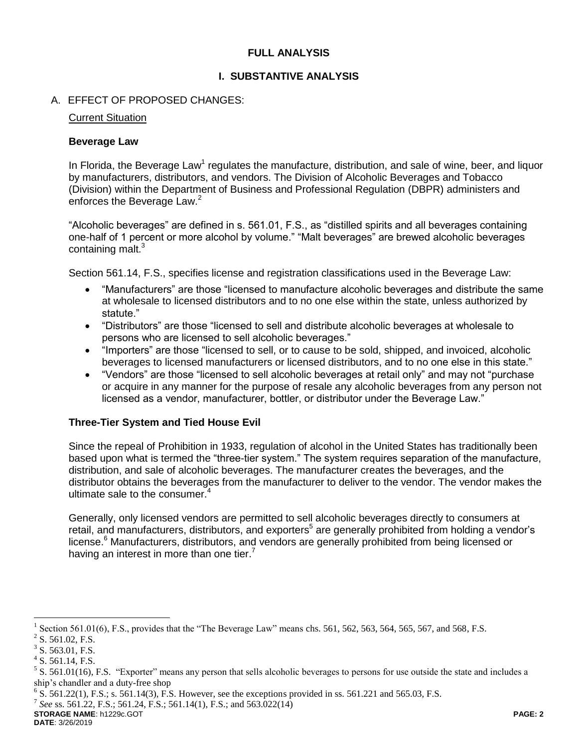# FULL ANALYSIS

## I. SUBSTANTIVE ANALYSIS

A. EFFECT OF PROPOSED CHANGES:

Current Situation

### Beverage Law

In Florida, the Beverage Law[1] regulates the manufacture, distribution, and sale of wine, beer, and liquor by manufacturers, distributors, and vendors. The Division of Alcoholic Beverages and Tobacco (Division) within the Department of Business and Professional Regulation (DBPR) administers and enforces the Beverage Law.[2]

"Alcoholic beverages" are defined in s. 561.01, F.S., as "distilled spirits and all beverages containing one-half of 1 percent or more alcohol by volume." "Malt beverages" are brewed alcoholic beverages containing malt.[3]

Section 561.14, F.S., specifies license and registration classifications used in the Beverage Law:

- "Manufacturers" are those "licensed to manufacture alcoholic beverages and distribute the same at wholesale to licensed distributors and to no one else within the state, unless authorized by statute."
- "Distributors" are those "licensed to sell and distribute alcoholic beverages at wholesale to persons who are licensed to sell alcoholic beverages."
- "Importers" are those "licensed to sell, or to cause to be sold, shipped, and invoiced, alcoholic beverages to licensed manufacturers or licensed distributors, and to no one else in this state."
- "Vendors" are those "licensed to sell alcoholic beverages at retail only" and may not "purchase or acquire in any manner for the purpose of resale any alcoholic beverages from any person not licensed as a vendor, manufacturer, bottler, or distributor under the Beverage Law."

### Three-Tier System and Tied House Evil

Since the repeal of Prohibition in 1933, regulation of alcohol in the United States has traditionally been based upon what is termed the "three-tier system." The system requires separation of the manufacture, distribution, and sale of alcoholic beverages. The manufacturer creates the beverages, and the distributor obtains the beverages from the manufacturer to deliver to the vendor. The vendor makes the ultimate sale to the consumer.[4]

Generally, only licensed vendors are permitted to sell alcoholic beverages directly to consumers at retail, and manufacturers, distributors, and exporters[5] are generally prohibited from holding a vendor's license.[6] Manufacturers, distributors, and vendors are generally prohibited from being licensed or having an interest in more than one tier.[7]

---

[1] Section 561.01(6), F.S., provides that the "The Beverage Law" means chs. 561, 562, 563, 564, 565, 567, and 568, F.S.

[2] S. 561.02, F.S.

[3] S. 563.01, F.S.

[4] S. 561.14, F.S.

[5] S. 561.01(16), F.S. "Exporter" means any person that sells alcoholic beverages to persons for use outside the state and includes a ship's chandler and a duty-free shop

[6] S. 561.22(1), F.S.; s. 561.14(3), F.S. However, see the exceptions provided in ss. 561.221 and 565.03, F.S.

[7] *See* ss. 561.22, F.S.; 561.24, F.S.; 561.14(1), F.S.; and 563.022(14)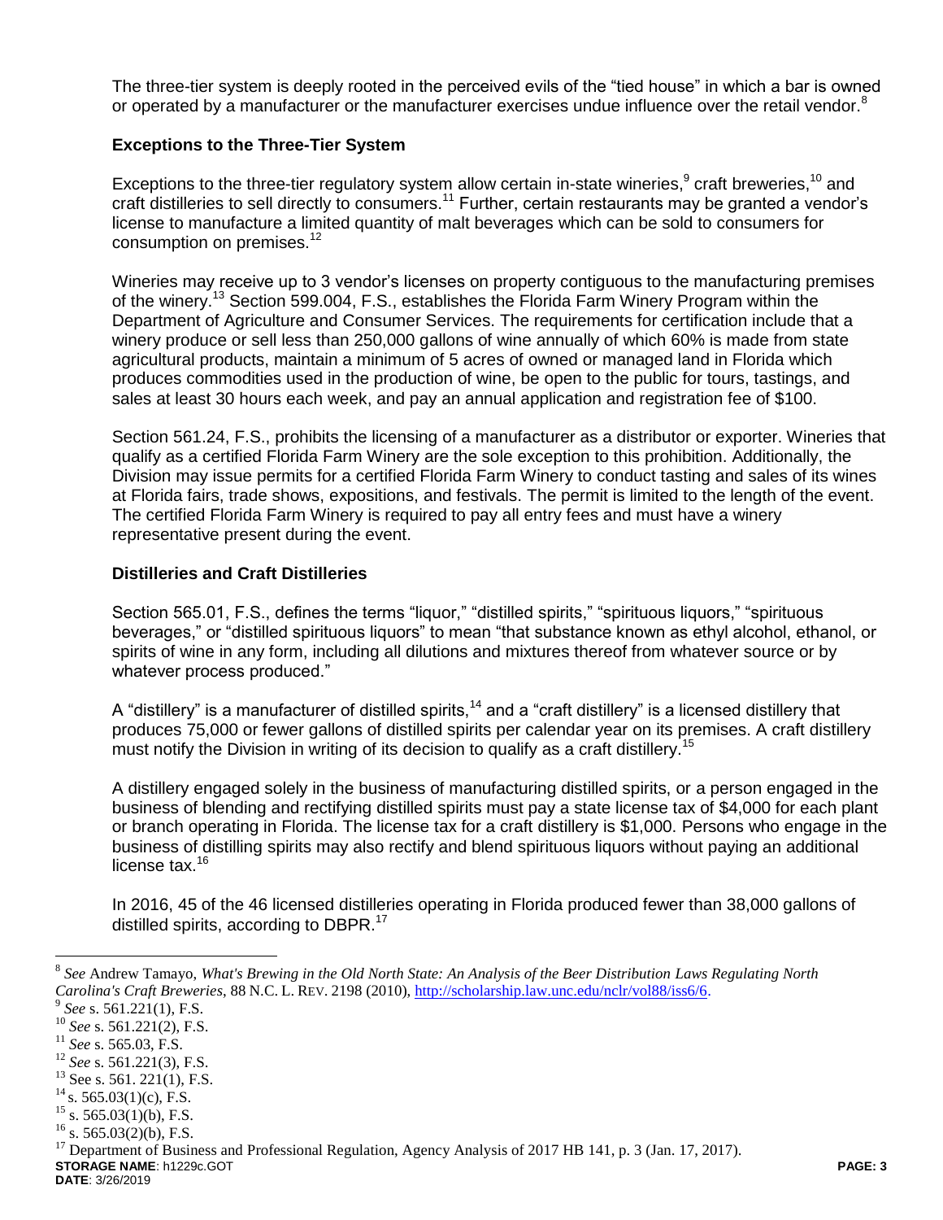The three-tier system is deeply rooted in the perceived evils of the "tied house" in which a bar is owned or operated by a manufacturer or the manufacturer exercises undue influence over the retail vendor.[8]

### Exceptions to the Three-Tier System

Exceptions to the three-tier regulatory system allow certain in-state wineries,[9] craft breweries,[10] and craft distilleries to sell directly to consumers.[11] Further, certain restaurants may be granted a vendor's license to manufacture a limited quantity of malt beverages which can be sold to consumers for consumption on premises.[12]

Wineries may receive up to 3 vendor's licenses on property contiguous to the manufacturing premises of the winery.[13] Section 599.004, F.S., establishes the Florida Farm Winery Program within the Department of Agriculture and Consumer Services. The requirements for certification include that a winery produce or sell less than 250,000 gallons of wine annually of which 60% is made from state agricultural products, maintain a minimum of 5 acres of owned or managed land in Florida which produces commodities used in the production of wine, be open to the public for tours, tastings, and sales at least 30 hours each week, and pay an annual application and registration fee of $100.

Section 561.24, F.S., prohibits the licensing of a manufacturer as a distributor or exporter. Wineries that qualify as a certified Florida Farm Winery are the sole exception to this prohibition. Additionally, the Division may issue permits for a certified Florida Farm Winery to conduct tasting and sales of its wines at Florida fairs, trade shows, expositions, and festivals. The permit is limited to the length of the event. The certified Florida Farm Winery is required to pay all entry fees and must have a winery representative present during the event.

### Distilleries and Craft Distilleries

Section 565.01, F.S., defines the terms "liquor," "distilled spirits," "spirituous liquors," "spirituous beverages," or "distilled spirituous liquors" to mean "that substance known as ethyl alcohol, ethanol, or spirits of wine in any form, including all dilutions and mixtures thereof from whatever source or by whatever process produced."

A "distillery" is a manufacturer of distilled spirits,[14] and a "craft distillery" is a licensed distillery that produces 75,000 or fewer gallons of distilled spirits per calendar year on its premises. A craft distillery must notify the Division in writing of its decision to qualify as a craft distillery.[15]

A distillery engaged solely in the business of manufacturing distilled spirits, or a person engaged in the business of blending and rectifying distilled spirits must pay a state license tax of $4,000 for each plant or branch operating in Florida. The license tax for a craft distillery is $1,000. Persons who engage in the business of distilling spirits may also rectify and blend spirituous liquors without paying an additional license tax.[16]

In 2016, 45 of the 46 licensed distilleries operating in Florida produced fewer than 38,000 gallons of distilled spirits, according to DBPR.[17]

---

[8] *See* Andrew Tamayo, *What's Brewing in the Old North State: An Analysis of the Beer Distribution Laws Regulating North Carolina's Craft Breweries*, 88 N.C. L. REV. 2198 (2010), http://scholarship.law.unc.edu/nclr/vol88/iss6/6.

[9] *See* s. 561.221(1), F.S.

[10] *See* s. 561.221(2), F.S.

[11] *See* s. 565.03, F.S.

[12] *See* s. 561.221(3), F.S.

[13] See s. 561. 221(1), F.S.

[14] s. 565.03(1)(c), F.S.

[15] s. 565.03(1)(b), F.S.

[16] s. 565.03(2)(b), F.S.

[17] Department of Business and Professional Regulation, Agency Analysis of 2017 HB 141, p. 3 (Jan. 17, 2017).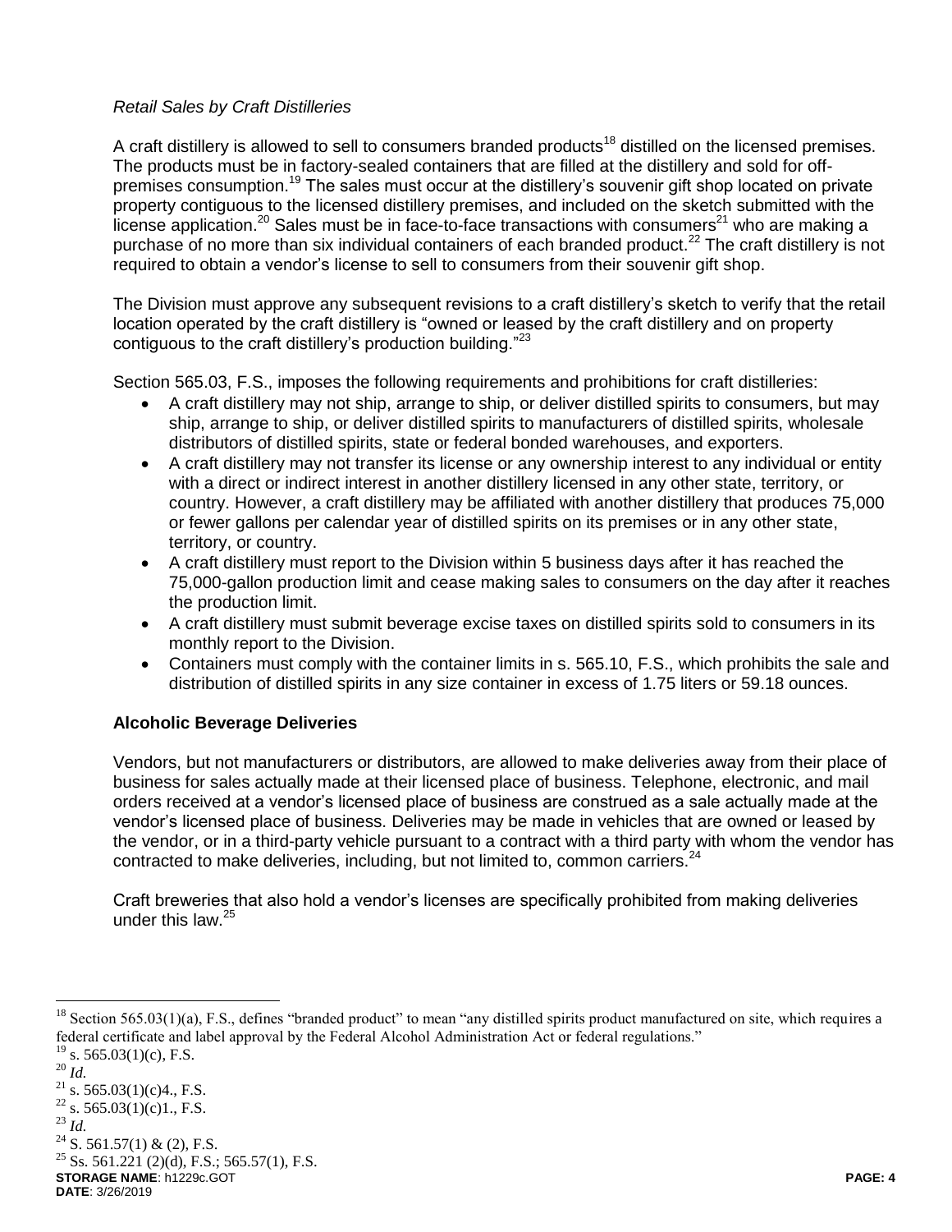*Retail Sales by Craft Distilleries*

A craft distillery is allowed to sell to consumers branded products[18] distilled on the licensed premises. The products must be in factory-sealed containers that are filled at the distillery and sold for off-premises consumption.[19] The sales must occur at the distillery's souvenir gift shop located on private property contiguous to the licensed distillery premises, and included on the sketch submitted with the license application.[20] Sales must be in face-to-face transactions with consumers[21] who are making a purchase of no more than six individual containers of each branded product.[22] The craft distillery is not required to obtain a vendor's license to sell to consumers from their souvenir gift shop.

The Division must approve any subsequent revisions to a craft distillery's sketch to verify that the retail location operated by the craft distillery is "owned or leased by the craft distillery and on property contiguous to the craft distillery's production building."[23]

Section 565.03, F.S., imposes the following requirements and prohibitions for craft distilleries:

- A craft distillery may not ship, arrange to ship, or deliver distilled spirits to consumers, but may ship, arrange to ship, or deliver distilled spirits to manufacturers of distilled spirits, wholesale distributors of distilled spirits, state or federal bonded warehouses, and exporters.
- A craft distillery may not transfer its license or any ownership interest to any individual or entity with a direct or indirect interest in another distillery licensed in any other state, territory, or country. However, a craft distillery may be affiliated with another distillery that produces 75,000 or fewer gallons per calendar year of distilled spirits on its premises or in any other state, territory, or country.
- A craft distillery must report to the Division within 5 business days after it has reached the 75,000-gallon production limit and cease making sales to consumers on the day after it reaches the production limit.
- A craft distillery must submit beverage excise taxes on distilled spirits sold to consumers in its monthly report to the Division.
- Containers must comply with the container limits in s. 565.10, F.S., which prohibits the sale and distribution of distilled spirits in any size container in excess of 1.75 liters or 59.18 ounces.

**Alcoholic Beverage Deliveries**

Vendors, but not manufacturers or distributors, are allowed to make deliveries away from their place of business for sales actually made at their licensed place of business. Telephone, electronic, and mail orders received at a vendor's licensed place of business are construed as a sale actually made at the vendor's licensed place of business. Deliveries may be made in vehicles that are owned or leased by the vendor, or in a third-party vehicle pursuant to a contract with a third party with whom the vendor has contracted to make deliveries, including, but not limited to, common carriers.[24]

Craft breweries that also hold a vendor's licenses are specifically prohibited from making deliveries under this law.[25]

---

[18] Section 565.03(1)(a), F.S., defines "branded product" to mean "any distilled spirits product manufactured on site, which requires a federal certificate and label approval by the Federal Alcohol Administration Act or federal regulations."

[19] s. 565.03(1)(c), F.S.

[20] *Id.*

[21] s. 565.03(1)(c)4., F.S.

[22] s. 565.03(1)(c)1., F.S.

[23] *Id.*

[24] S. 561.57(1) & (2), F.S.

[25] Ss. 561.221 (2)(d), F.S.; 565.57(1), F.S.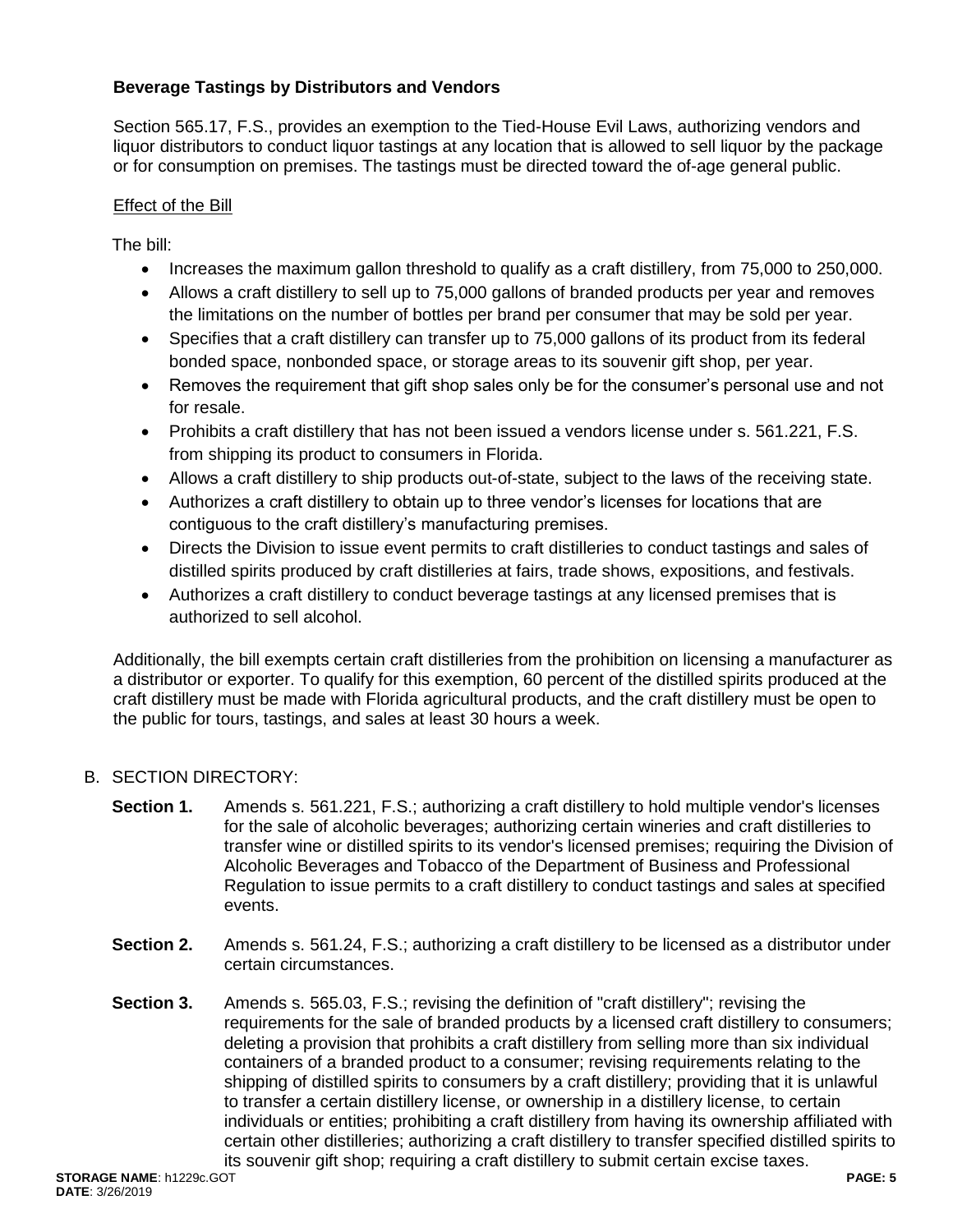### Beverage Tastings by Distributors and Vendors

Section 565.17, F.S., provides an exemption to the Tied-House Evil Laws, authorizing vendors and liquor distributors to conduct liquor tastings at any location that is allowed to sell liquor by the package or for consumption on premises. The tastings must be directed toward the of-age general public.

<u>Effect of the Bill</u>

The bill:

- Increases the maximum gallon threshold to qualify as a craft distillery, from 75,000 to 250,000.
- Allows a craft distillery to sell up to 75,000 gallons of branded products per year and removes the limitations on the number of bottles per brand per consumer that may be sold per year.
- Specifies that a craft distillery can transfer up to 75,000 gallons of its product from its federal bonded space, nonbonded space, or storage areas to its souvenir gift shop, per year.
- Removes the requirement that gift shop sales only be for the consumer's personal use and not for resale.
- Prohibits a craft distillery that has not been issued a vendors license under s. 561.221, F.S. from shipping its product to consumers in Florida.
- Allows a craft distillery to ship products out-of-state, subject to the laws of the receiving state.
- Authorizes a craft distillery to obtain up to three vendor's licenses for locations that are contiguous to the craft distillery's manufacturing premises.
- Directs the Division to issue event permits to craft distilleries to conduct tastings and sales of distilled spirits produced by craft distilleries at fairs, trade shows, expositions, and festivals.
- Authorizes a craft distillery to conduct beverage tastings at any licensed premises that is authorized to sell alcohol.

Additionally, the bill exempts certain craft distilleries from the prohibition on licensing a manufacturer as a distributor or exporter. To qualify for this exemption, 60 percent of the distilled spirits produced at the craft distillery must be made with Florida agricultural products, and the craft distillery must be open to the public for tours, tastings, and sales at least 30 hours a week.

## B. SECTION DIRECTORY:

**Section 1.** Amends s. 561.221, F.S.; authorizing a craft distillery to hold multiple vendor's licenses for the sale of alcoholic beverages; authorizing certain wineries and craft distilleries to transfer wine or distilled spirits to its vendor's licensed premises; requiring the Division of Alcoholic Beverages and Tobacco of the Department of Business and Professional Regulation to issue permits to a craft distillery to conduct tastings and sales at specified events.

**Section 2.** Amends s. 561.24, F.S.; authorizing a craft distillery to be licensed as a distributor under certain circumstances.

**Section 3.** Amends s. 565.03, F.S.; revising the definition of "craft distillery"; revising the requirements for the sale of branded products by a licensed craft distillery to consumers; deleting a provision that prohibits a craft distillery from selling more than six individual containers of a branded product to a consumer; revising requirements relating to the shipping of distilled spirits to consumers by a craft distillery; providing that it is unlawful to transfer a certain distillery license, or ownership in a distillery license, to certain individuals or entities; prohibiting a craft distillery from having its ownership affiliated with certain other distilleries; authorizing a craft distillery to transfer specified distilled spirits to its souvenir gift shop; requiring a craft distillery to submit certain excise taxes.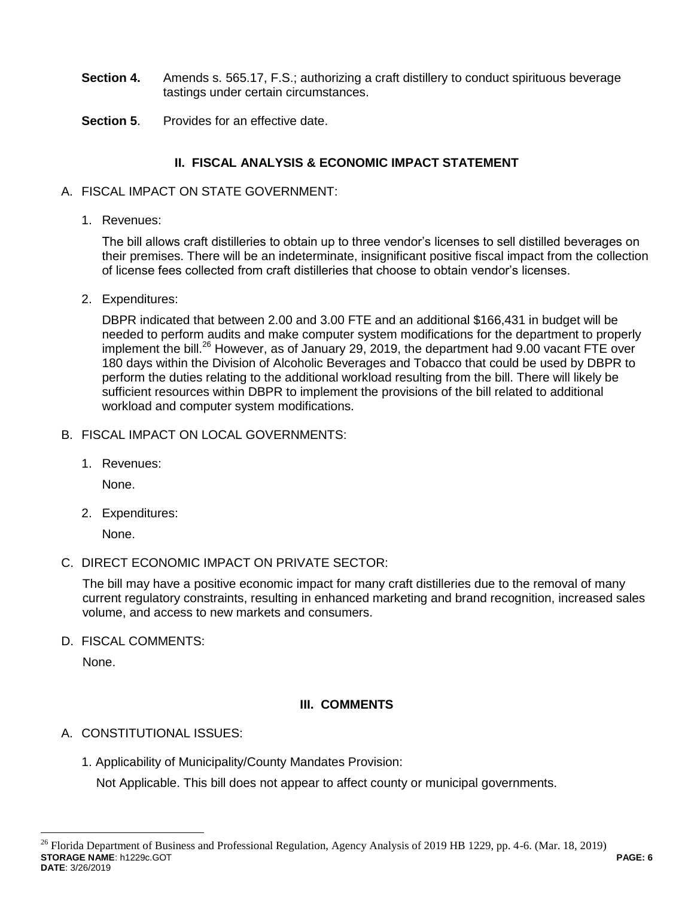**Section 4.** Amends s. 565.17, F.S.; authorizing a craft distillery to conduct spirituous beverage tastings under certain circumstances.

**Section 5**. Provides for an effective date.

## II. FISCAL ANALYSIS & ECONOMIC IMPACT STATEMENT

A. FISCAL IMPACT ON STATE GOVERNMENT:

1. Revenues:

   The bill allows craft distilleries to obtain up to three vendor's licenses to sell distilled beverages on their premises. There will be an indeterminate, insignificant positive fiscal impact from the collection of license fees collected from craft distilleries that choose to obtain vendor's licenses.

2. Expenditures:

   DBPR indicated that between 2.00 and 3.00 FTE and an additional $166,431 in budget will be needed to perform audits and make computer system modifications for the department to properly implement the bill.[26] However, as of January 29, 2019, the department had 9.00 vacant FTE over 180 days within the Division of Alcoholic Beverages and Tobacco that could be used by DBPR to perform the duties relating to the additional workload resulting from the bill. There will likely be sufficient resources within DBPR to implement the provisions of the bill related to additional workload and computer system modifications.

B. FISCAL IMPACT ON LOCAL GOVERNMENTS:

1. Revenues:

   None.

2. Expenditures:

   None.

C. DIRECT ECONOMIC IMPACT ON PRIVATE SECTOR:

   The bill may have a positive economic impact for many craft distilleries due to the removal of many current regulatory constraints, resulting in enhanced marketing and brand recognition, increased sales volume, and access to new markets and consumers.

D. FISCAL COMMENTS:

   None.

## III. COMMENTS

A. CONSTITUTIONAL ISSUES:

1. Applicability of Municipality/County Mandates Provision:

   Not Applicable. This bill does not appear to affect county or municipal governments.

[26] Florida Department of Business and Professional Regulation, Agency Analysis of 2019 HB 1229, pp. 4-6. (Mar. 18, 2019)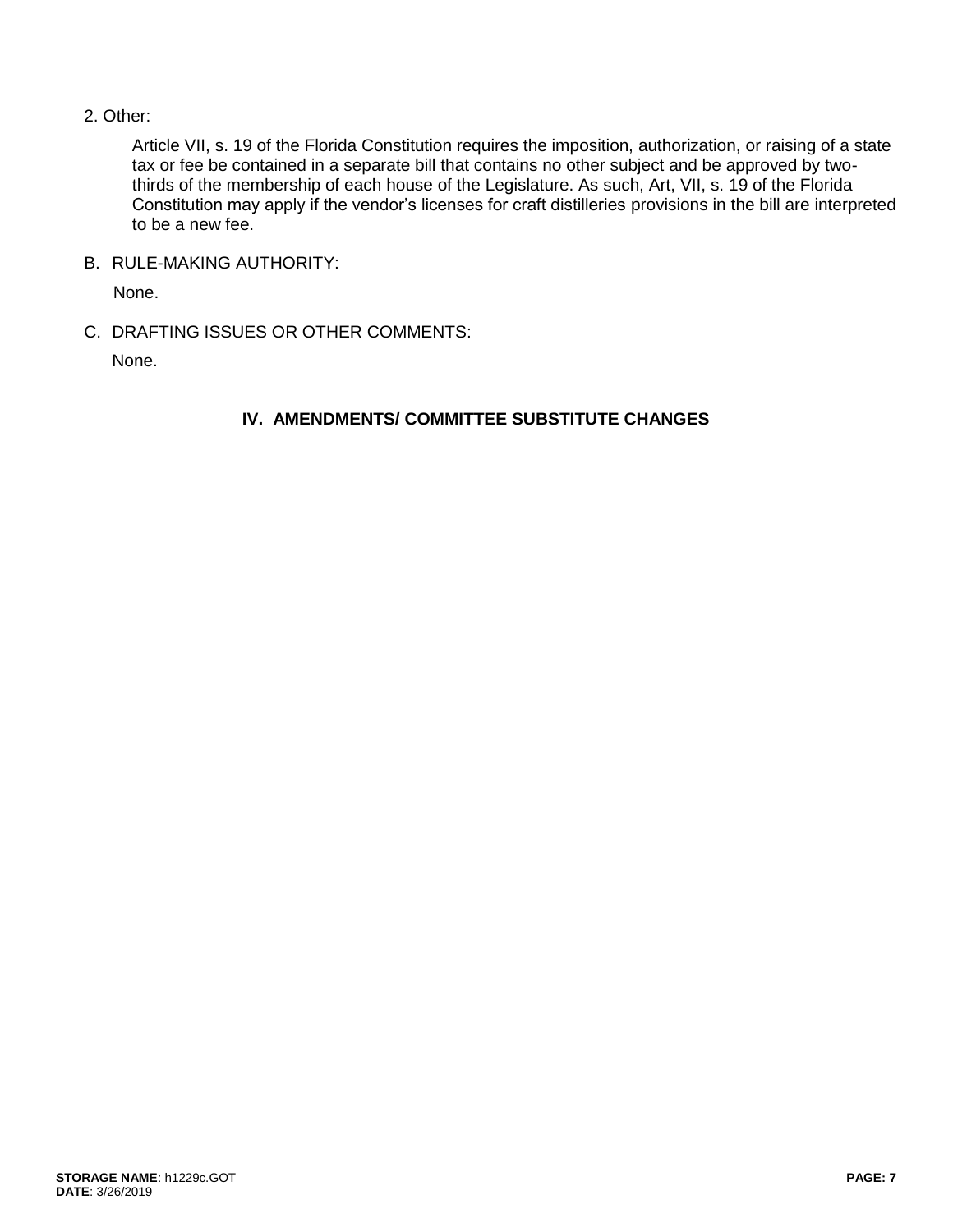2. Other:

Article VII, s. 19 of the Florida Constitution requires the imposition, authorization, or raising of a state tax or fee be contained in a separate bill that contains no other subject and be approved by two-thirds of the membership of each house of the Legislature. As such, Art, VII, s. 19 of the Florida Constitution may apply if the vendor's licenses for craft distilleries provisions in the bill are interpreted to be a new fee.

B. RULE-MAKING AUTHORITY:

None.

C. DRAFTING ISSUES OR OTHER COMMENTS:

None.

## IV. AMENDMENTS/ COMMITTEE SUBSTITUTE CHANGES